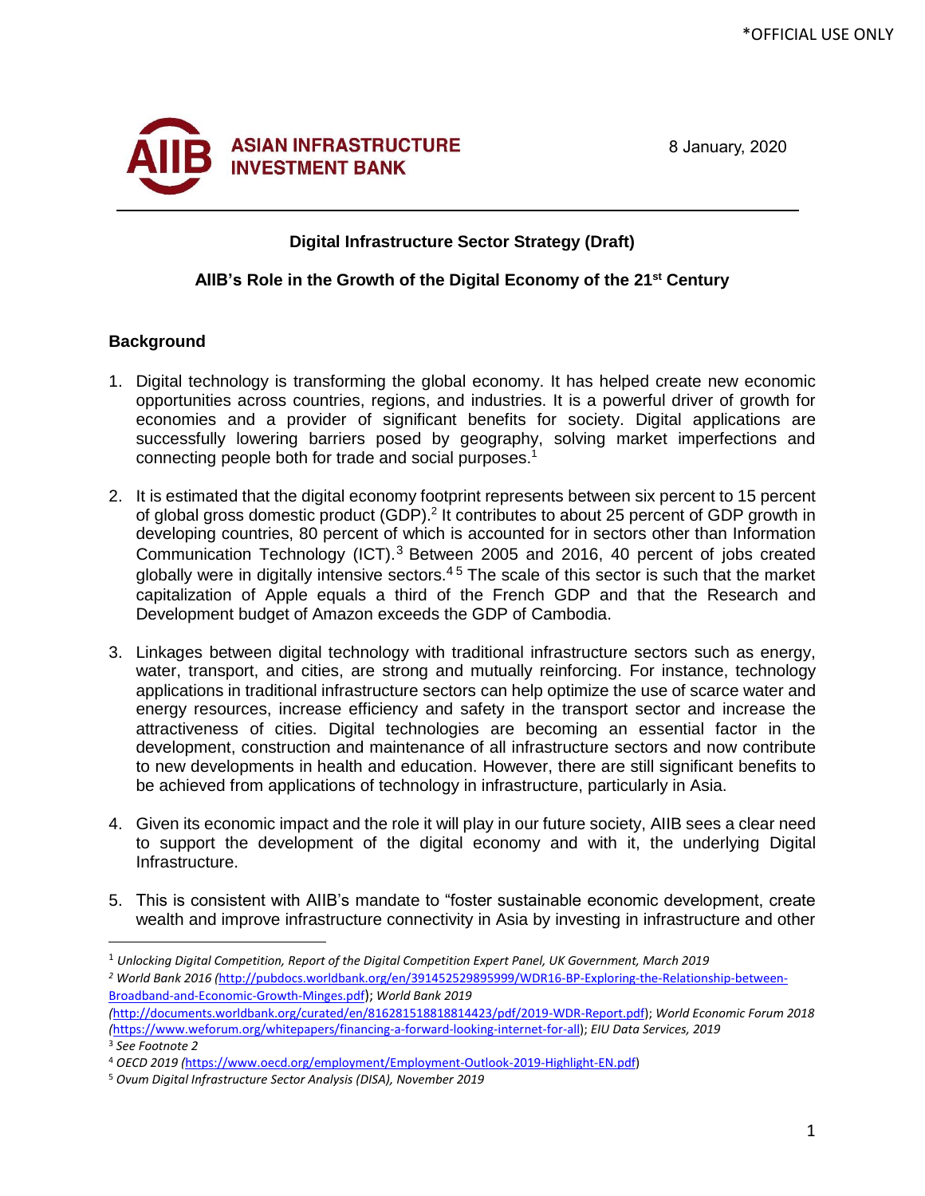*OFFICIAL USE ONLY

ASIAN INFRASTRUCTURE INVESTMENT BANK

8 January, 2020

**Digital Infrastructure Sector Strategy (Draft)**

**AIIB's Role in the Growth of the Digital Economy of the 21st Century**

## Background

1. Digital technology is transforming the global economy. It has helped create new economic opportunities across countries, regions, and industries. It is a powerful driver of growth for economies and a provider of significant benefits for society. Digital applications are successfully lowering barriers posed by geography, solving market imperfections and connecting people both for trade and social purposes.[1]

2. It is estimated that the digital economy footprint represents between six percent to 15 percent of global gross domestic product (GDP).[2] It contributes to about 25 percent of GDP growth in developing countries, 80 percent of which is accounted for in sectors other than Information Communication Technology (ICT).[3] Between 2005 and 2016, 40 percent of jobs created globally were in digitally intensive sectors.[4] [5] The scale of this sector is such that the market capitalization of Apple equals a third of the French GDP and that the Research and Development budget of Amazon exceeds the GDP of Cambodia.

3. Linkages between digital technology with traditional infrastructure sectors such as energy, water, transport, and cities, are strong and mutually reinforcing. For instance, technology applications in traditional infrastructure sectors can help optimize the use of scarce water and energy resources, increase efficiency and safety in the transport sector and increase the attractiveness of cities. Digital technologies are becoming an essential factor in the development, construction and maintenance of all infrastructure sectors and now contribute to new developments in health and education. However, there are still significant benefits to be achieved from applications of technology in infrastructure, particularly in Asia.

4. Given its economic impact and the role it will play in our future society, AIIB sees a clear need to support the development of the digital economy and with it, the underlying Digital Infrastructure.

5. This is consistent with AIIB's mandate to "foster sustainable economic development, create wealth and improve infrastructure connectivity in Asia by investing in infrastructure and other

---

[1] *Unlocking Digital Competition, Report of the Digital Competition Expert Panel, UK Government, March 2019*

[2] *World Bank 2016 (*http://pubdocs.worldbank.org/en/391452529895999/WDR16-BP-Exploring-the-Relationship-between-Broadband-and-Economic-Growth-Minges.pdf); *World Bank 2019 (*http://documents.worldbank.org/curated/en/816281518818814423/pdf/2019-WDR-Report.pdf); *World Economic Forum 2018 (*https://www.weforum.org/whitepapers/financing-a-forward-looking-internet-for-all); *EIU Data Services, 2019*

[3] *See Footnote 2*

[4] *OECD 2019 (*https://www.oecd.org/employment/Employment-Outlook-2019-Highlight-EN.pdf)

[5] *Ovum Digital Infrastructure Sector Analysis (DISA), November 2019*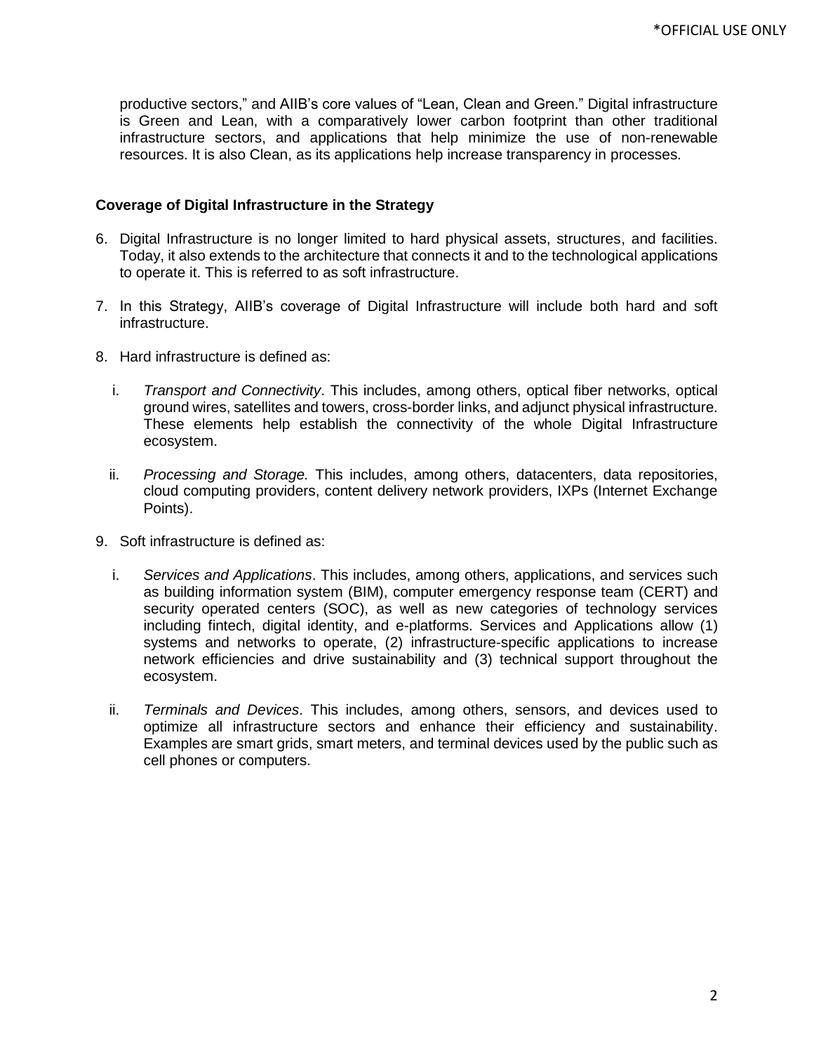productive sectors," and AIIB's core values of "Lean, Clean and Green." Digital infrastructure is Green and Lean, with a comparatively lower carbon footprint than other traditional infrastructure sectors, and applications that help minimize the use of non-renewable resources. It is also Clean, as its applications help increase transparency in processes.

**Coverage of Digital Infrastructure in the Strategy**

6. Digital Infrastructure is no longer limited to hard physical assets, structures, and facilities. Today, it also extends to the architecture that connects it and to the technological applications to operate it. This is referred to as soft infrastructure.

7. In this Strategy, AIIB's coverage of Digital Infrastructure will include both hard and soft infrastructure.

8. Hard infrastructure is defined as:

   i. *Transport and Connectivity*. This includes, among others, optical fiber networks, optical ground wires, satellites and towers, cross-border links, and adjunct physical infrastructure. These elements help establish the connectivity of the whole Digital Infrastructure ecosystem.

   ii. *Processing and Storage.* This includes, among others, datacenters, data repositories, cloud computing providers, content delivery network providers, IXPs (Internet Exchange Points).

9. Soft infrastructure is defined as:

   i. *Services and Applications*. This includes, among others, applications, and services such as building information system (BIM), computer emergency response team (CERT) and security operated centers (SOC), as well as new categories of technology services including fintech, digital identity, and e-platforms. Services and Applications allow (1) systems and networks to operate, (2) infrastructure-specific applications to increase network efficiencies and drive sustainability and (3) technical support throughout the ecosystem.

   ii. *Terminals and Devices*. This includes, among others, sensors, and devices used to optimize all infrastructure sectors and enhance their efficiency and sustainability. Examples are smart grids, smart meters, and terminal devices used by the public such as cell phones or computers.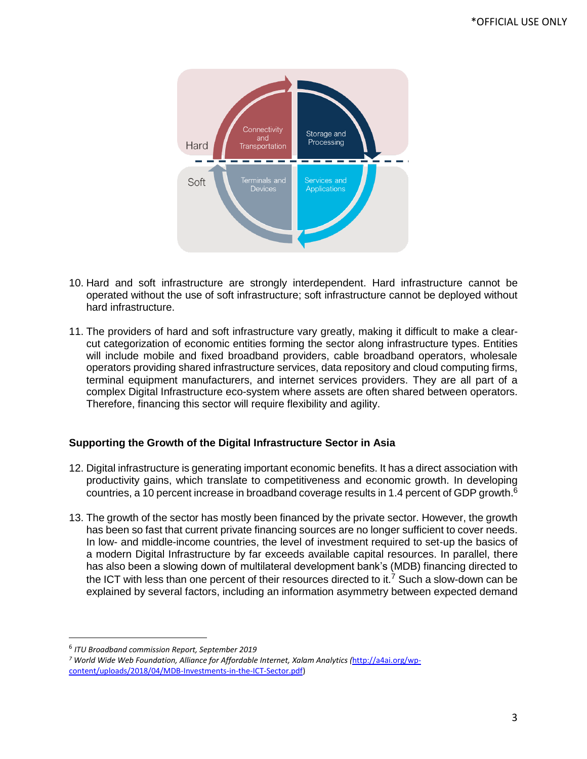Hard

Soft

Connectivity and Transportation

Storage and Processing

Terminals and Devices

Services and Applications

10. Hard and soft infrastructure are strongly interdependent. Hard infrastructure cannot be operated without the use of soft infrastructure; soft infrastructure cannot be deployed without hard infrastructure.

11. The providers of hard and soft infrastructure vary greatly, making it difficult to make a clear-cut categorization of economic entities forming the sector along infrastructure types. Entities will include mobile and fixed broadband providers, cable broadband operators, wholesale operators providing shared infrastructure services, data repository and cloud computing firms, terminal equipment manufacturers, and internet services providers. They are all part of a complex Digital Infrastructure eco-system where assets are often shared between operators. Therefore, financing this sector will require flexibility and agility.

### Supporting the Growth of the Digital Infrastructure Sector in Asia

12. Digital infrastructure is generating important economic benefits. It has a direct association with productivity gains, which translate to competitiveness and economic growth. In developing countries, a 10 percent increase in broadband coverage results in 1.4 percent of GDP growth.[6]

13. The growth of the sector has mostly been financed by the private sector. However, the growth has been so fast that current private financing sources are no longer sufficient to cover needs. In low- and middle-income countries, the level of investment required to set-up the basics of a modern Digital Infrastructure by far exceeds available capital resources. In parallel, there has also been a slowing down of multilateral development bank's (MDB) financing directed to the ICT with less than one percent of their resources directed to it.[7] Such a slow-down can be explained by several factors, including an information asymmetry between expected demand

---

[6] *ITU Broadband commission Report, September 2019*

[7] *World Wide Web Foundation, Alliance for Affordable Internet, Xalam Analytics (*http://a4ai.org/wp-content/uploads/2018/04/MDB-Investments-in-the-ICT-Sector.pdf)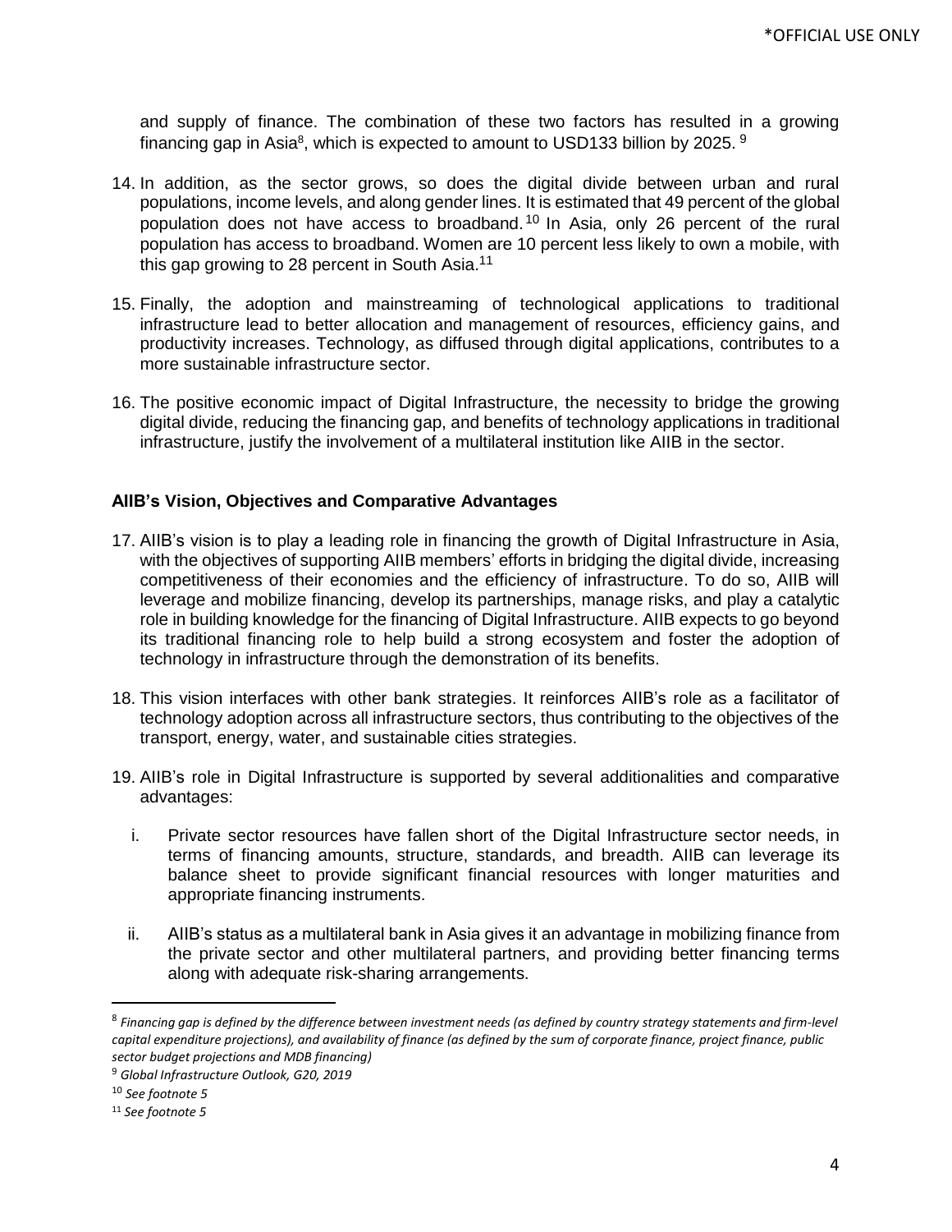and supply of finance. The combination of these two factors has resulted in a growing financing gap in Asia[8], which is expected to amount to USD133 billion by 2025. [9]

14. In addition, as the sector grows, so does the digital divide between urban and rural populations, income levels, and along gender lines. It is estimated that 49 percent of the global population does not have access to broadband.[10] In Asia, only 26 percent of the rural population has access to broadband. Women are 10 percent less likely to own a mobile, with this gap growing to 28 percent in South Asia.[11]

15. Finally, the adoption and mainstreaming of technological applications to traditional infrastructure lead to better allocation and management of resources, efficiency gains, and productivity increases. Technology, as diffused through digital applications, contributes to a more sustainable infrastructure sector.

16. The positive economic impact of Digital Infrastructure, the necessity to bridge the growing digital divide, reducing the financing gap, and benefits of technology applications in traditional infrastructure, justify the involvement of a multilateral institution like AIIB in the sector.

### AIIB's Vision, Objectives and Comparative Advantages

17. AIIB's vision is to play a leading role in financing the growth of Digital Infrastructure in Asia, with the objectives of supporting AIIB members' efforts in bridging the digital divide, increasing competitiveness of their economies and the efficiency of infrastructure. To do so, AIIB will leverage and mobilize financing, develop its partnerships, manage risks, and play a catalytic role in building knowledge for the financing of Digital Infrastructure. AIIB expects to go beyond its traditional financing role to help build a strong ecosystem and foster the adoption of technology in infrastructure through the demonstration of its benefits.

18. This vision interfaces with other bank strategies. It reinforces AIIB's role as a facilitator of technology adoption across all infrastructure sectors, thus contributing to the objectives of the transport, energy, water, and sustainable cities strategies.

19. AIIB's role in Digital Infrastructure is supported by several additionalities and comparative advantages:

    i. Private sector resources have fallen short of the Digital Infrastructure sector needs, in terms of financing amounts, structure, standards, and breadth. AIIB can leverage its balance sheet to provide significant financial resources with longer maturities and appropriate financing instruments.

    ii. AIIB's status as a multilateral bank in Asia gives it an advantage in mobilizing finance from the private sector and other multilateral partners, and providing better financing terms along with adequate risk-sharing arrangements.

---

[8] *Financing gap is defined by the difference between investment needs (as defined by country strategy statements and firm-level capital expenditure projections), and availability of finance (as defined by the sum of corporate finance, project finance, public sector budget projections and MDB financing)*

[9] *Global Infrastructure Outlook, G20, 2019*

[10] *See footnote 5*

[11] *See footnote 5*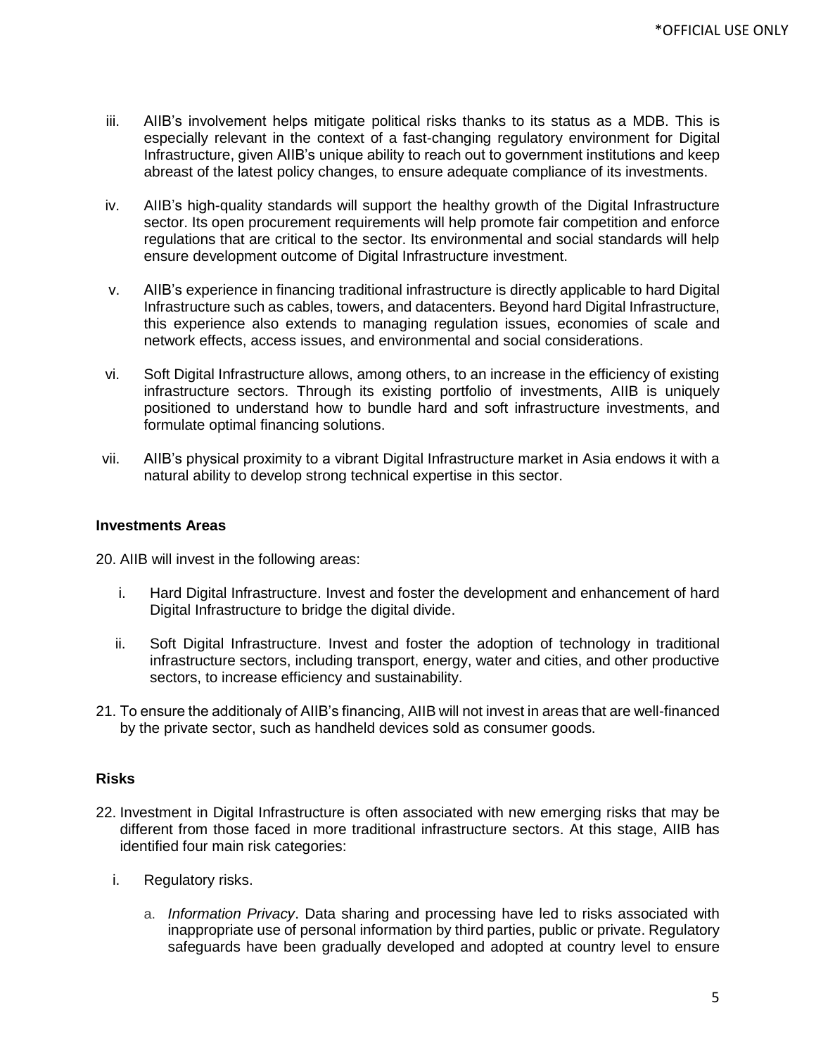iii. AIIB's involvement helps mitigate political risks thanks to its status as a MDB. This is especially relevant in the context of a fast-changing regulatory environment for Digital Infrastructure, given AIIB's unique ability to reach out to government institutions and keep abreast of the latest policy changes, to ensure adequate compliance of its investments.

iv. AIIB's high-quality standards will support the healthy growth of the Digital Infrastructure sector. Its open procurement requirements will help promote fair competition and enforce regulations that are critical to the sector. Its environmental and social standards will help ensure development outcome of Digital Infrastructure investment.

v. AIIB's experience in financing traditional infrastructure is directly applicable to hard Digital Infrastructure such as cables, towers, and datacenters. Beyond hard Digital Infrastructure, this experience also extends to managing regulation issues, economies of scale and network effects, access issues, and environmental and social considerations.

vi. Soft Digital Infrastructure allows, among others, to an increase in the efficiency of existing infrastructure sectors. Through its existing portfolio of investments, AIIB is uniquely positioned to understand how to bundle hard and soft infrastructure investments, and formulate optimal financing solutions.

vii. AIIB's physical proximity to a vibrant Digital Infrastructure market in Asia endows it with a natural ability to develop strong technical expertise in this sector.

### Investments Areas

20. AIIB will invest in the following areas:

   i. Hard Digital Infrastructure. Invest and foster the development and enhancement of hard Digital Infrastructure to bridge the digital divide.

   ii. Soft Digital Infrastructure. Invest and foster the adoption of technology in traditional infrastructure sectors, including transport, energy, water and cities, and other productive sectors, to increase efficiency and sustainability.

21. To ensure the additionaly of AIIB's financing, AIIB will not invest in areas that are well-financed by the private sector, such as handheld devices sold as consumer goods.

### Risks

22. Investment in Digital Infrastructure is often associated with new emerging risks that may be different from those faced in more traditional infrastructure sectors. At this stage, AIIB has identified four main risk categories:

   i. Regulatory risks.

      a. *Information Privacy*. Data sharing and processing have led to risks associated with inappropriate use of personal information by third parties, public or private. Regulatory safeguards have been gradually developed and adopted at country level to ensure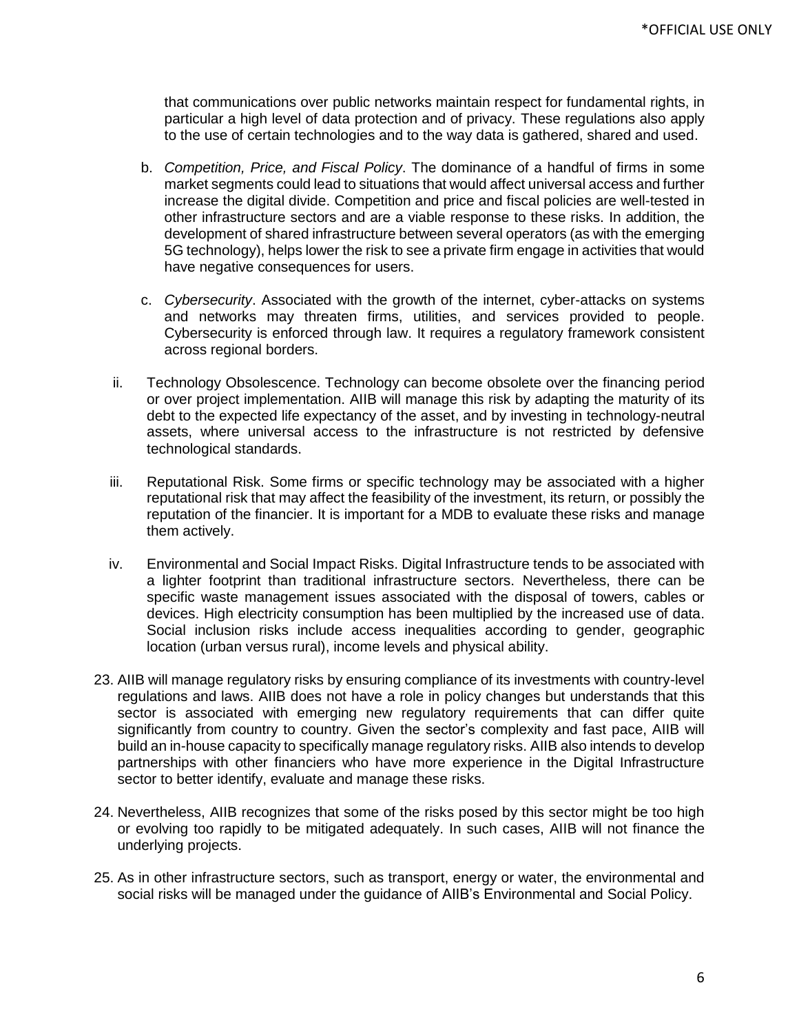that communications over public networks maintain respect for fundamental rights, in particular a high level of data protection and of privacy. These regulations also apply to the use of certain technologies and to the way data is gathered, shared and used.

b. *Competition, Price, and Fiscal Policy*. The dominance of a handful of firms in some market segments could lead to situations that would affect universal access and further increase the digital divide. Competition and price and fiscal policies are well-tested in other infrastructure sectors and are a viable response to these risks. In addition, the development of shared infrastructure between several operators (as with the emerging 5G technology), helps lower the risk to see a private firm engage in activities that would have negative consequences for users.

c. *Cybersecurity*. Associated with the growth of the internet, cyber-attacks on systems and networks may threaten firms, utilities, and services provided to people. Cybersecurity is enforced through law. It requires a regulatory framework consistent across regional borders.

ii. Technology Obsolescence. Technology can become obsolete over the financing period or over project implementation. AIIB will manage this risk by adapting the maturity of its debt to the expected life expectancy of the asset, and by investing in technology-neutral assets, where universal access to the infrastructure is not restricted by defensive technological standards.

iii. Reputational Risk. Some firms or specific technology may be associated with a higher reputational risk that may affect the feasibility of the investment, its return, or possibly the reputation of the financier. It is important for a MDB to evaluate these risks and manage them actively.

iv. Environmental and Social Impact Risks. Digital Infrastructure tends to be associated with a lighter footprint than traditional infrastructure sectors. Nevertheless, there can be specific waste management issues associated with the disposal of towers, cables or devices. High electricity consumption has been multiplied by the increased use of data. Social inclusion risks include access inequalities according to gender, geographic location (urban versus rural), income levels and physical ability.

23. AIIB will manage regulatory risks by ensuring compliance of its investments with country-level regulations and laws. AIIB does not have a role in policy changes but understands that this sector is associated with emerging new regulatory requirements that can differ quite significantly from country to country. Given the sector's complexity and fast pace, AIIB will build an in-house capacity to specifically manage regulatory risks. AIIB also intends to develop partnerships with other financiers who have more experience in the Digital Infrastructure sector to better identify, evaluate and manage these risks.

24. Nevertheless, AIIB recognizes that some of the risks posed by this sector might be too high or evolving too rapidly to be mitigated adequately. In such cases, AIIB will not finance the underlying projects.

25. As in other infrastructure sectors, such as transport, energy or water, the environmental and social risks will be managed under the guidance of AIIB's Environmental and Social Policy.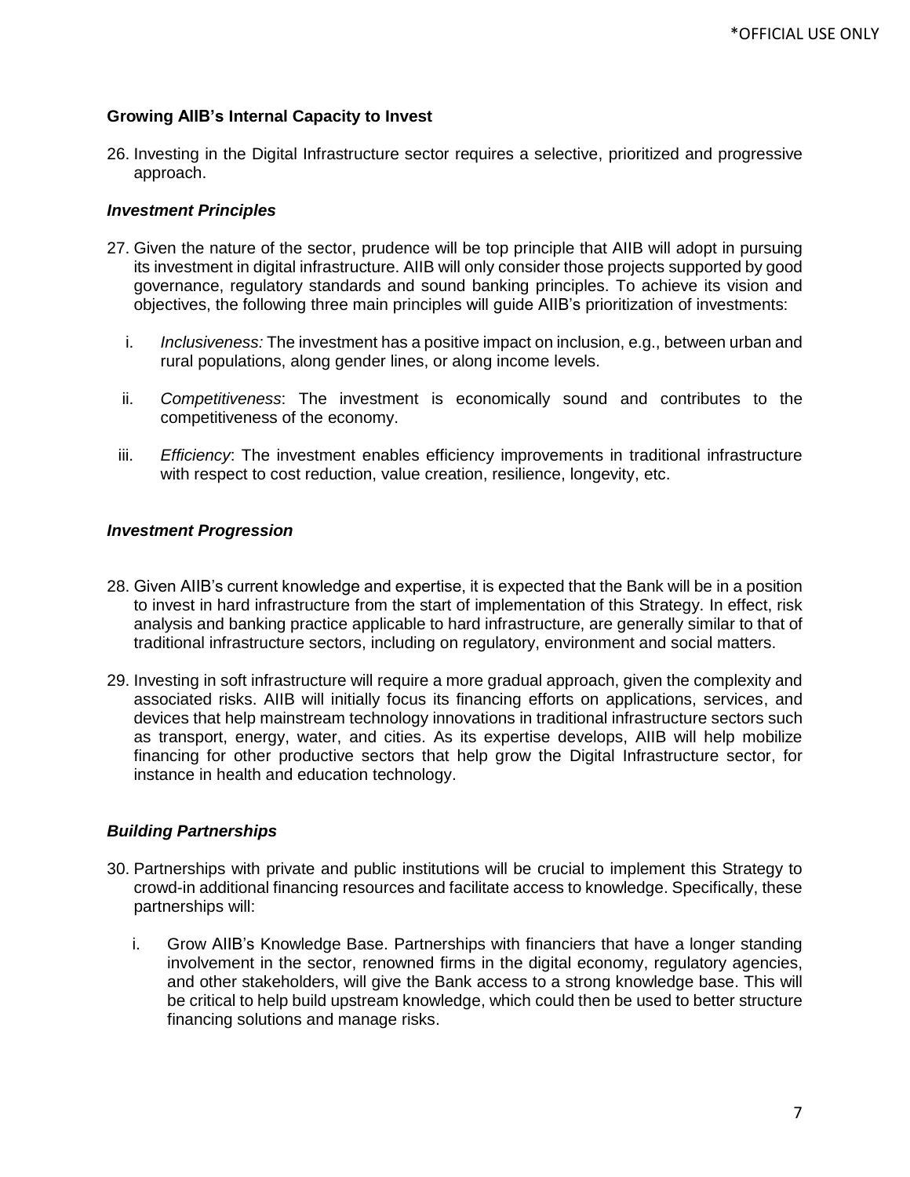### Growing AIIB's Internal Capacity to Invest

26. Investing in the Digital Infrastructure sector requires a selective, prioritized and progressive approach.

#### *Investment Principles*

27. Given the nature of the sector, prudence will be top principle that AIIB will adopt in pursuing its investment in digital infrastructure. AIIB will only consider those projects supported by good governance, regulatory standards and sound banking principles. To achieve its vision and objectives, the following three main principles will guide AIIB's prioritization of investments:

    i. *Inclusiveness:* The investment has a positive impact on inclusion, e.g., between urban and rural populations, along gender lines, or along income levels.

    ii. *Competitiveness*: The investment is economically sound and contributes to the competitiveness of the economy.

    iii. *Efficiency*: The investment enables efficiency improvements in traditional infrastructure with respect to cost reduction, value creation, resilience, longevity, etc.

#### *Investment Progression*

28. Given AIIB's current knowledge and expertise, it is expected that the Bank will be in a position to invest in hard infrastructure from the start of implementation of this Strategy. In effect, risk analysis and banking practice applicable to hard infrastructure, are generally similar to that of traditional infrastructure sectors, including on regulatory, environment and social matters.

29. Investing in soft infrastructure will require a more gradual approach, given the complexity and associated risks. AIIB will initially focus its financing efforts on applications, services, and devices that help mainstream technology innovations in traditional infrastructure sectors such as transport, energy, water, and cities. As its expertise develops, AIIB will help mobilize financing for other productive sectors that help grow the Digital Infrastructure sector, for instance in health and education technology.

#### *Building Partnerships*

30. Partnerships with private and public institutions will be crucial to implement this Strategy to crowd-in additional financing resources and facilitate access to knowledge. Specifically, these partnerships will:

    i. Grow AIIB's Knowledge Base. Partnerships with financiers that have a longer standing involvement in the sector, renowned firms in the digital economy, regulatory agencies, and other stakeholders, will give the Bank access to a strong knowledge base. This will be critical to help build upstream knowledge, which could then be used to better structure financing solutions and manage risks.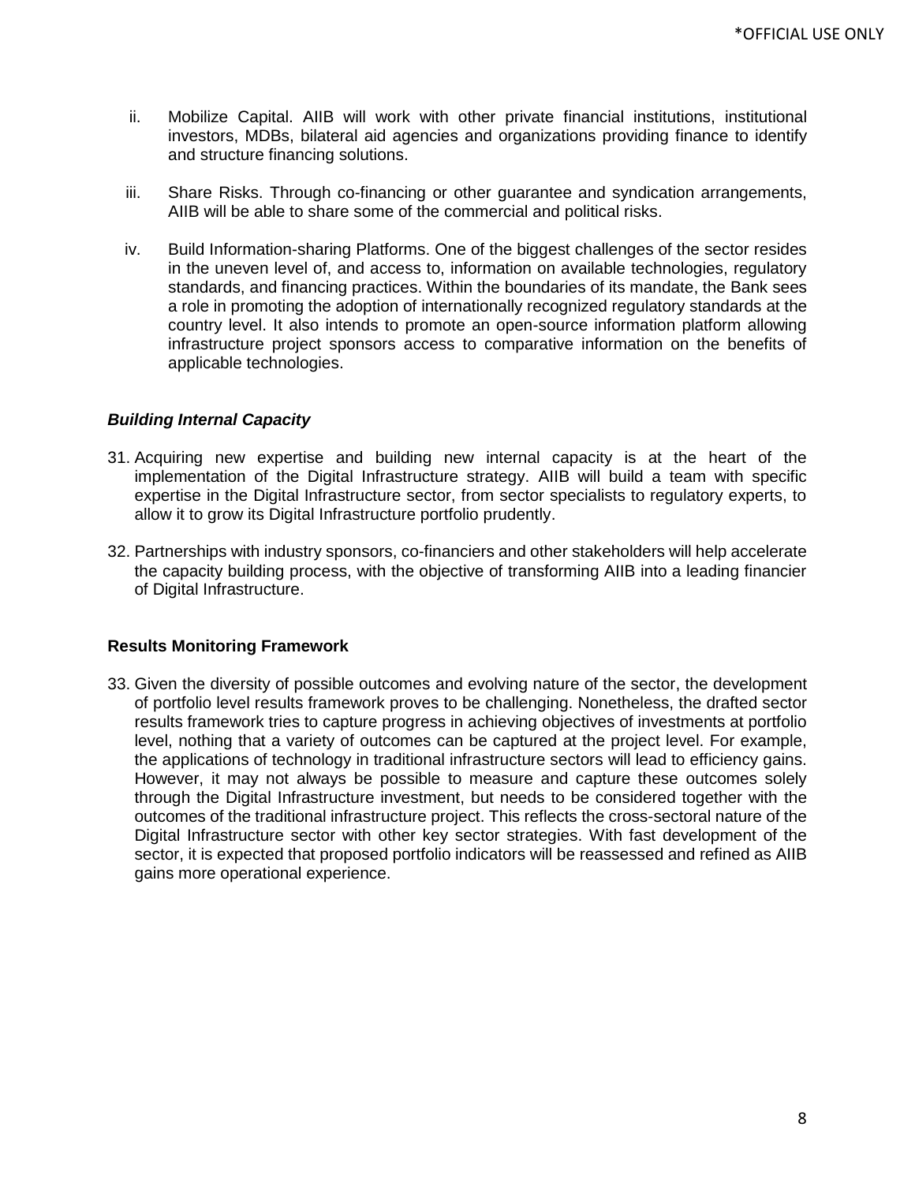ii. Mobilize Capital. AIIB will work with other private financial institutions, institutional investors, MDBs, bilateral aid agencies and organizations providing finance to identify and structure financing solutions.

iii. Share Risks. Through co-financing or other guarantee and syndication arrangements, AIIB will be able to share some of the commercial and political risks.

iv. Build Information-sharing Platforms. One of the biggest challenges of the sector resides in the uneven level of, and access to, information on available technologies, regulatory standards, and financing practices. Within the boundaries of its mandate, the Bank sees a role in promoting the adoption of internationally recognized regulatory standards at the country level. It also intends to promote an open-source information platform allowing infrastructure project sponsors access to comparative information on the benefits of applicable technologies.

### ***Building Internal Capacity***

31. Acquiring new expertise and building new internal capacity is at the heart of the implementation of the Digital Infrastructure strategy. AIIB will build a team with specific expertise in the Digital Infrastructure sector, from sector specialists to regulatory experts, to allow it to grow its Digital Infrastructure portfolio prudently.

32. Partnerships with industry sponsors, co-financiers and other stakeholders will help accelerate the capacity building process, with the objective of transforming AIIB into a leading financier of Digital Infrastructure.

## **Results Monitoring Framework**

33. Given the diversity of possible outcomes and evolving nature of the sector, the development of portfolio level results framework proves to be challenging. Nonetheless, the drafted sector results framework tries to capture progress in achieving objectives of investments at portfolio level, nothing that a variety of outcomes can be captured at the project level. For example, the applications of technology in traditional infrastructure sectors will lead to efficiency gains. However, it may not always be possible to measure and capture these outcomes solely through the Digital Infrastructure investment, but needs to be considered together with the outcomes of the traditional infrastructure project. This reflects the cross-sectoral nature of the Digital Infrastructure sector with other key sector strategies. With fast development of the sector, it is expected that proposed portfolio indicators will be reassessed and refined as AIIB gains more operational experience.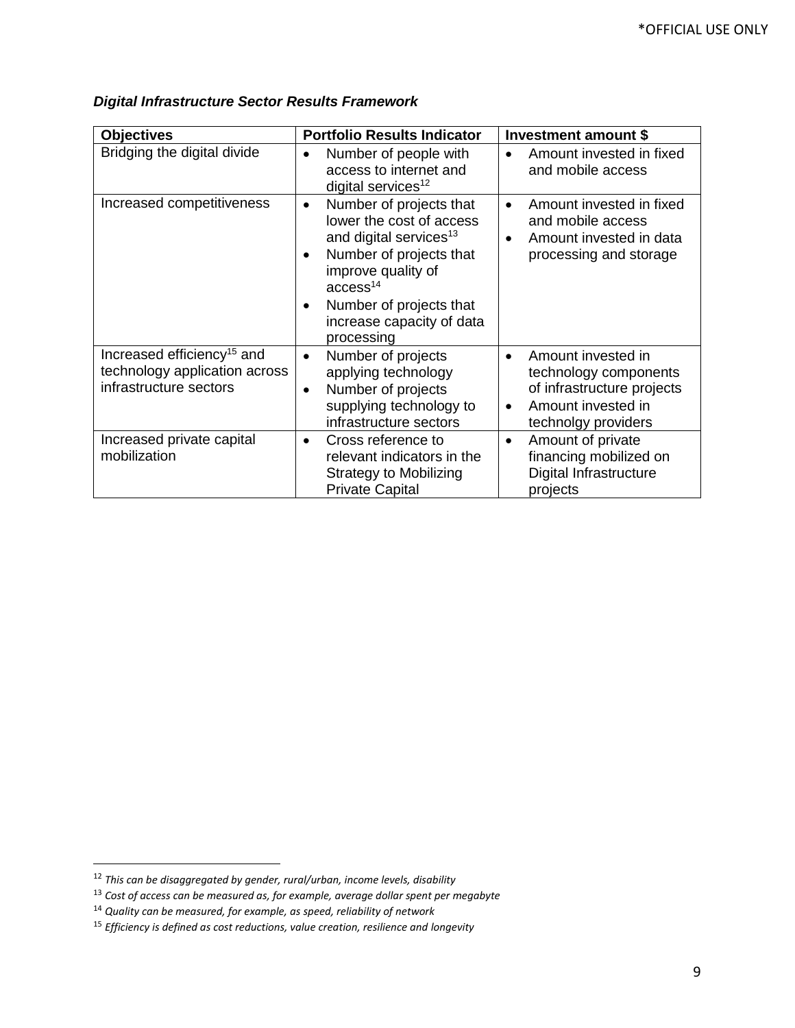***Digital Infrastructure Sector Results Framework***

| Objectives | Portfolio Results Indicator | Investment amount $ |
|---|---|---|
| Bridging the digital divide | • Number of people with access to internet and digital services[12] | • Amount invested in fixed and mobile access |
| Increased competitiveness | • Number of projects that lower the cost of access and digital services[13]<br>• Number of projects that improve quality of access[14]<br>• Number of projects that increase capacity of data processing | • Amount invested in fixed and mobile access<br>• Amount invested in data processing and storage |
| Increased efficiency[15] and technology application across infrastructure sectors | • Number of projects applying technology<br>• Number of projects supplying technology to infrastructure sectors | • Amount invested in technology components of infrastructure projects<br>• Amount invested in technolgy providers |
| Increased private capital mobilization | • Cross reference to relevant indicators in the Strategy to Mobilizing Private Capital | • Amount of private financing mobilized on Digital Infrastructure projects |

[12] *This can be disaggregated by gender, rural/urban, income levels, disability*

[13] *Cost of access can be measured as, for example, average dollar spent per megabyte*

[14] *Quality can be measured, for example, as speed, reliability of network*

[15] *Efficiency is defined as cost reductions, value creation, resilience and longevity*